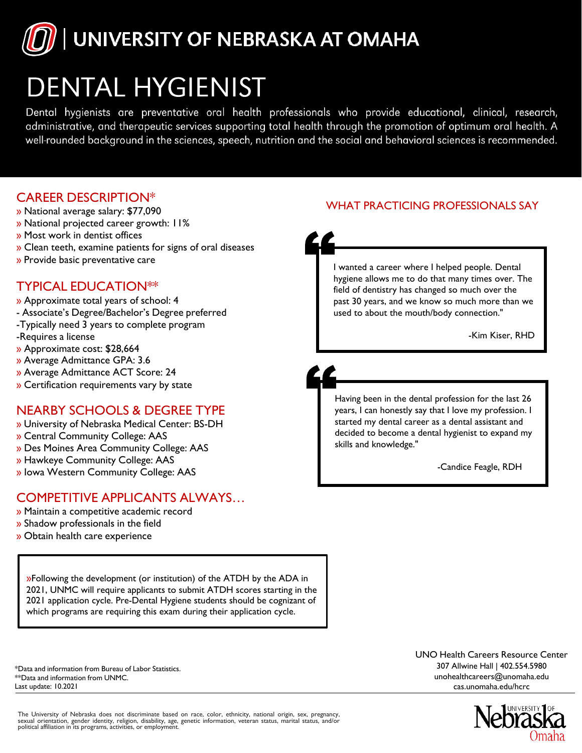# UNIVERSITY OF NEBRASKA AT OMAHA

# DENTAL HYGIENIST

Dental hygienists are preventative oral health professionals who provide educational, clinical, research, administrative, and therapeutic services supporting total health through the promotion of optimum oral health. A well-rounded background in the sciences, speech, nutrition and the social and behavioral sciences is recommended.

## CAREER DESCRIPTION*

» National average salary: $77,090
» National projected career growth: 11%
» Most work in dentist offices
» Clean teeth, examine patients for signs of oral diseases
» Provide basic preventative care

## TYPICAL EDUCATION**

» Approximate total years of school: 4
- Associate's Degree/Bachelor's Degree preferred
-Typically need 3 years to complete program
-Requires a license
» Approximate cost: $28,664
» Average Admittance GPA: 3.6
» Average Admittance ACT Score: 24
» Certification requirements vary by state

## NEARBY SCHOOLS & DEGREE TYPE

» University of Nebraska Medical Center: BS-DH
» Central Community College: AAS
» Des Moines Area Community College: AAS
» Hawkeye Community College: AAS
» Iowa Western Community College: AAS

## COMPETITIVE APPLICANTS ALWAYS…

» Maintain a competitive academic record
» Shadow professionals in the field
» Obtain health care experience

»Following the development (or institution) of the ATDH by the ADA in 2021, UNMC will require applicants to submit ATDH scores starting in the 2021 application cycle. Pre-Dental Hygiene students should be cognizant of which programs are requiring this exam during their application cycle.

## WHAT PRACTICING PROFESSIONALS SAY

"I wanted a career where I helped people. Dental hygiene allows me to do that many times over. The field of dentistry has changed so much over the past 30 years, and we know so much more than we used to about the mouth/body connection."

-Kim Kiser, RHD

"Having been in the dental profession for the last 26 years, I can honestly say that I love my profession. I started my dental career as a dental assistant and decided to become a dental hygienist to expand my skills and knowledge."

-Candice Feagle, RDH

*Data and information from Bureau of Labor Statistics.
**Data and information from UNMC.
Last update: 10.2021

UNO Health Careers Resource Center
307 Allwine Hall | 402.554.5980
unohealthcareers@unomaha.edu
cas.unomaha.edu/hcrc

The University of Nebraska does not discriminate based on race, color, ethnicity, national origin, sex, pregnancy, sexual orientation, gender identity, religion, disability, age, genetic information, veteran status, marital status, and/or political affiliation in its programs, activities, or employment.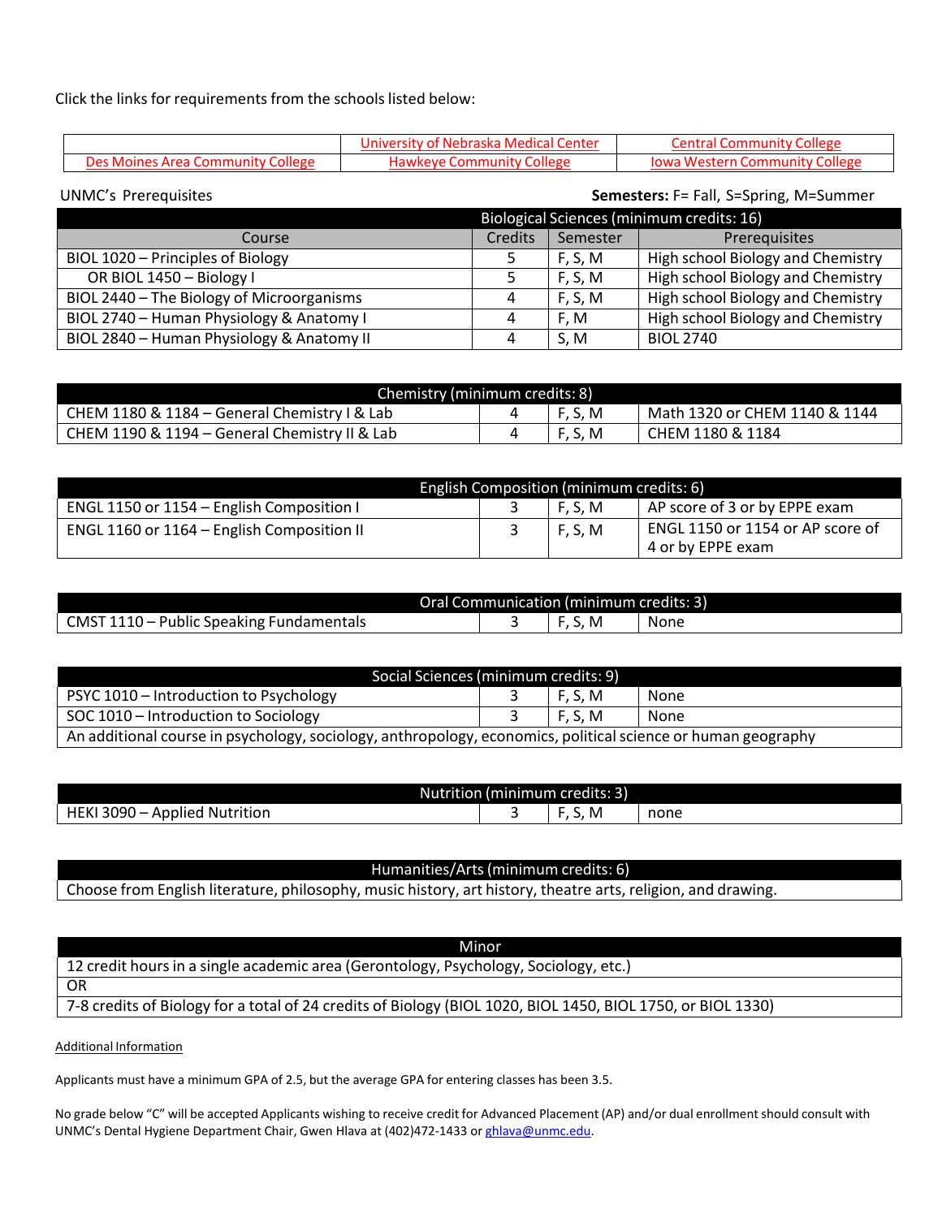Click the links for requirements from the schools listed below:

| | | |
|---|---|---|
| | University of Nebraska Medical Center | Central Community College |
| Des Moines Area Community College | Hawkeye Community College | Iowa Western Community College |

UNMC's Prerequisites

**Semesters:** F= Fall, S=Spring, M=Summer

| Biological Sciences (minimum credits: 16) | | | |
|---|---|---|---|
| Course | Credits | Semester | Prerequisites |
| BIOL 1020 – Principles of Biology | 5 | F, S, M | High school Biology and Chemistry |
| OR BIOL 1450 – Biology I | 5 | F, S, M | High school Biology and Chemistry |
| BIOL 2440 – The Biology of Microorganisms | 4 | F, S, M | High school Biology and Chemistry |
| BIOL 2740 – Human Physiology & Anatomy I | 4 | F, M | High school Biology and Chemistry |
| BIOL 2840 – Human Physiology & Anatomy II | 4 | S, M | BIOL 2740 |

| Chemistry (minimum credits: 8) | | | |
|---|---|---|---|
| CHEM 1180 & 1184 – General Chemistry I & Lab | 4 | F, S, M | Math 1320 or CHEM 1140 & 1144 |
| CHEM 1190 & 1194 – General Chemistry II & Lab | 4 | F, S, M | CHEM 1180 & 1184 |

| English Composition (minimum credits: 6) | | | |
|---|---|---|---|
| ENGL 1150 or 1154 – English Composition I | 3 | F, S, M | AP score of 3 or by EPPE exam |
| ENGL 1160 or 1164 – English Composition II | 3 | F, S, M | ENGL 1150 or 1154 or AP score of 4 or by EPPE exam |

| Oral Communication (minimum credits: 3) | | | |
|---|---|---|---|
| CMST 1110 – Public Speaking Fundamentals | 3 | F, S, M | None |

| Social Sciences (minimum credits: 9) | | | |
|---|---|---|---|
| PSYC 1010 – Introduction to Psychology | 3 | F, S, M | None |
| SOC 1010 – Introduction to Sociology | 3 | F, S, M | None |
| An additional course in psychology, sociology, anthropology, economics, political science or human geography | | | |

| Nutrition (minimum credits: 3) | | | |
|---|---|---|---|
| HEKI 3090 – Applied Nutrition | 3 | F, S, M | none |

| Humanities/Arts (minimum credits: 6) |
|---|
| Choose from English literature, philosophy, music history, art history, theatre arts, religion, and drawing. |

| Minor |
|---|
| 12 credit hours in a single academic area (Gerontology, Psychology, Sociology, etc.) |
| OR |
| 7-8 credits of Biology for a total of 24 credits of Biology (BIOL 1020, BIOL 1450, BIOL 1750, or BIOL 1330) |

Additional Information

Applicants must have a minimum GPA of 2.5, but the average GPA for entering classes has been 3.5.

No grade below "C" will be accepted Applicants wishing to receive credit for Advanced Placement (AP) and/or dual enrollment should consult with UNMC's Dental Hygiene Department Chair, Gwen Hlava at (402)472-1433 or ghlava@unmc.edu.